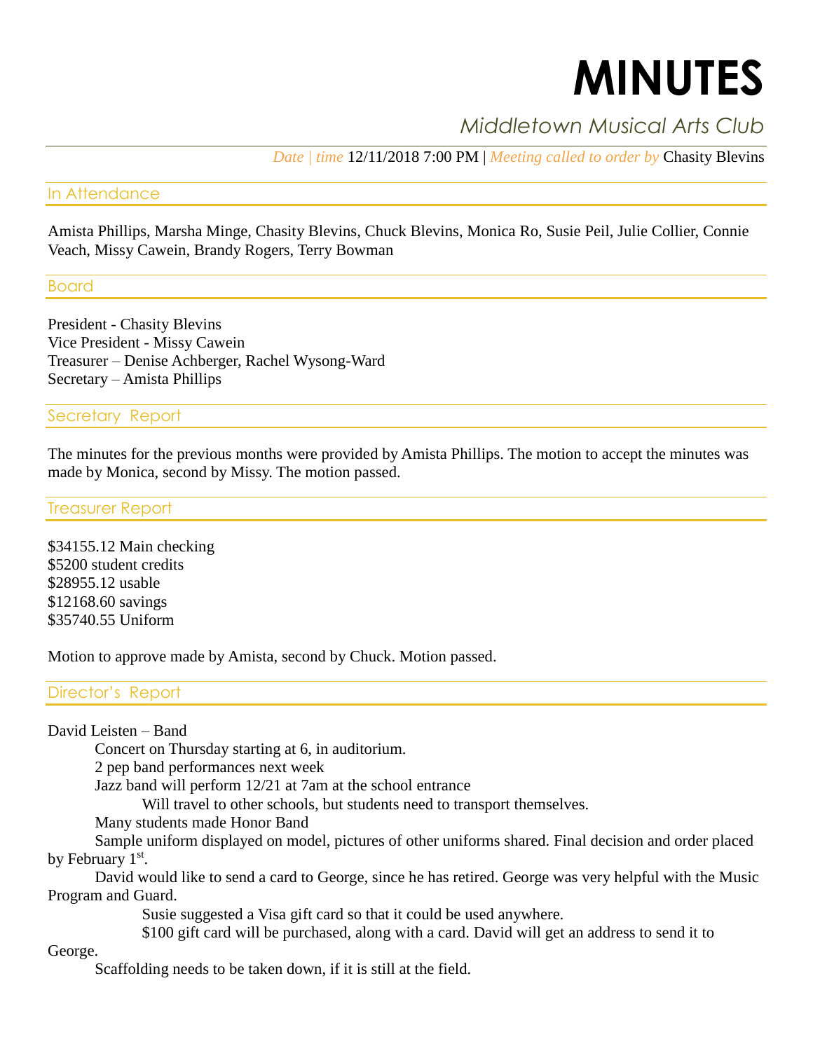# MINUTES

## *Middletown Musical Arts Club*

*Date | time* 12/11/2018 7:00 PM | *Meeting called to order by* Chasity Blevins

### In Attendance

Amista Phillips, Marsha Minge, Chasity Blevins, Chuck Blevins, Monica Ro, Susie Peil, Julie Collier, Connie Veach, Missy Cawein, Brandy Rogers, Terry Bowman

### Board

President - Chasity Blevins
Vice President - Missy Cawein
Treasurer – Denise Achberger, Rachel Wysong-Ward
Secretary – Amista Phillips

### Secretary Report

The minutes for the previous months were provided by Amista Phillips. The motion to accept the minutes was made by Monica, second by Missy. The motion passed.

### Treasurer Report

$34155.12 Main checking
$5200 student credits
$28955.12 usable
$12168.60 savings
$35740.55 Uniform

Motion to approve made by Amista, second by Chuck. Motion passed.

### Director's Report

David Leisten – Band

- Concert on Thursday starting at 6, in auditorium.
- 2 pep band performances next week
- Jazz band will perform 12/21 at 7am at the school entrance
  - Will travel to other schools, but students need to transport themselves.
- Many students made Honor Band
- Sample uniform displayed on model, pictures of other uniforms shared. Final decision and order placed by February 1st.
- David would like to send a card to George, since he has retired. George was very helpful with the Music Program and Guard.
  - Susie suggested a Visa gift card so that it could be used anywhere.
  - $100 gift card will be purchased, along with a card. David will get an address to send it to George.
- Scaffolding needs to be taken down, if it is still at the field.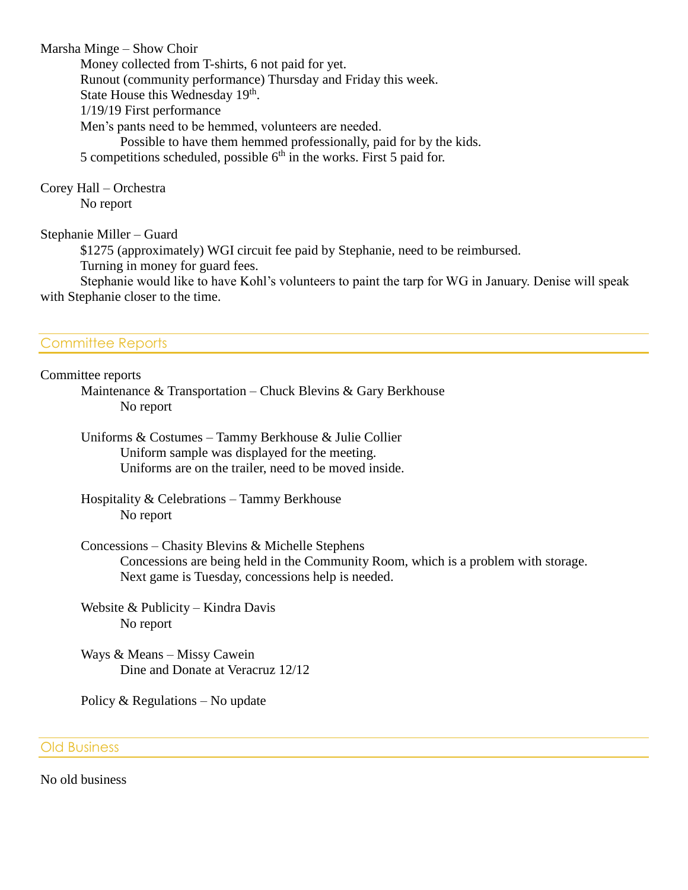Marsha Minge – Show Choir

Money collected from T-shirts, 6 not paid for yet.

Runout (community performance) Thursday and Friday this week.

State House this Wednesday 19th.

1/19/19 First performance

Men's pants need to be hemmed, volunteers are needed.

Possible to have them hemmed professionally, paid for by the kids.

5 competitions scheduled, possible 6th in the works. First 5 paid for.

Corey Hall – Orchestra

No report

Stephanie Miller – Guard

$1275 (approximately) WGI circuit fee paid by Stephanie, need to be reimbursed.

Turning in money for guard fees.

Stephanie would like to have Kohl's volunteers to paint the tarp for WG in January. Denise will speak with Stephanie closer to the time.

## Committee Reports

Committee reports

Maintenance & Transportation – Chuck Blevins & Gary Berkhouse

No report

Uniforms & Costumes – Tammy Berkhouse & Julie Collier

Uniform sample was displayed for the meeting.

Uniforms are on the trailer, need to be moved inside.

Hospitality & Celebrations – Tammy Berkhouse

No report

Concessions – Chasity Blevins & Michelle Stephens

Concessions are being held in the Community Room, which is a problem with storage.

Next game is Tuesday, concessions help is needed.

Website & Publicity – Kindra Davis

No report

Ways & Means – Missy Cawein

Dine and Donate at Veracruz 12/12

Policy & Regulations – No update

## Old Business

No old business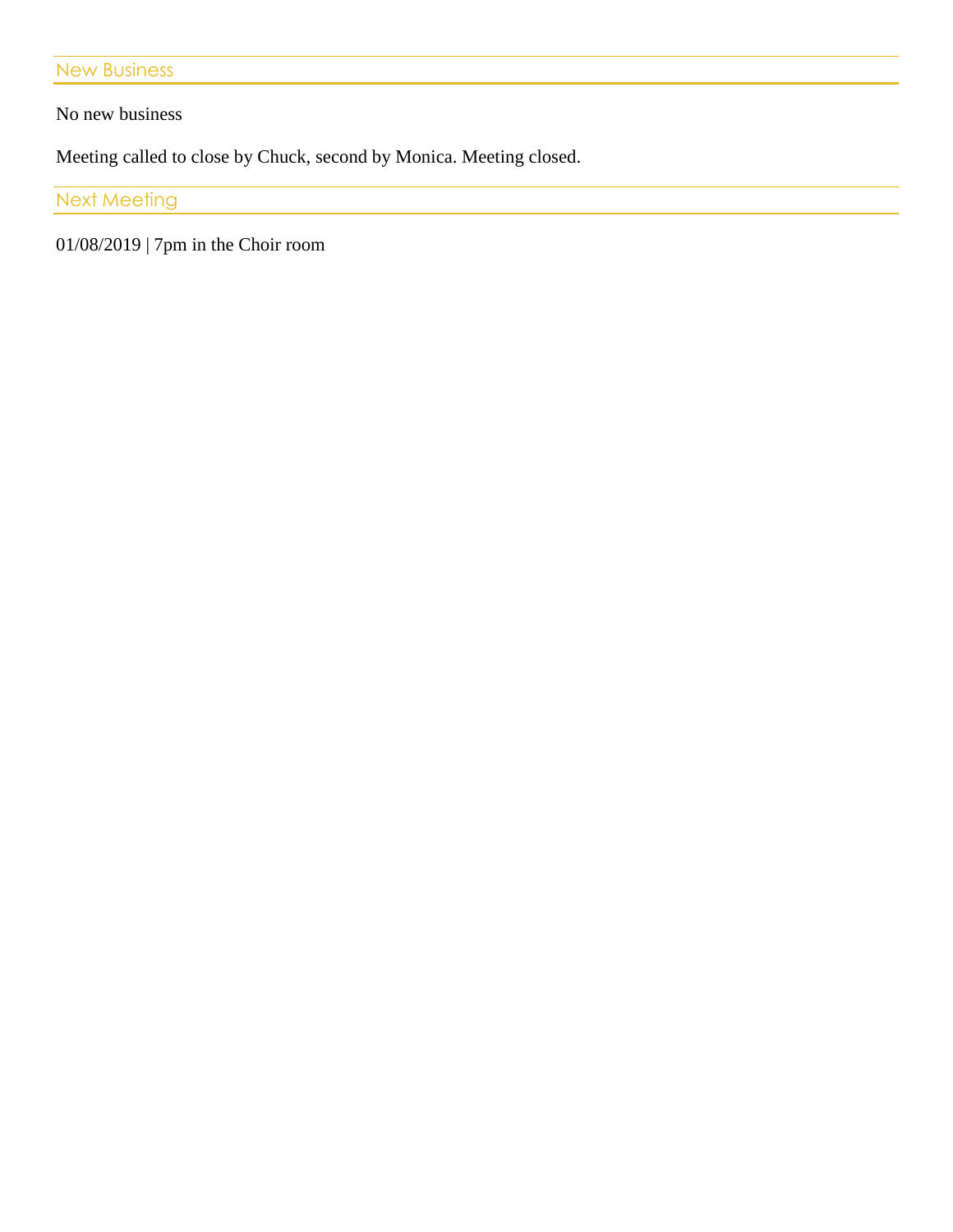## New Business

No new business

Meeting called to close by Chuck, second by Monica. Meeting closed.

## Next Meeting

01/08/2019 | 7pm in the Choir room